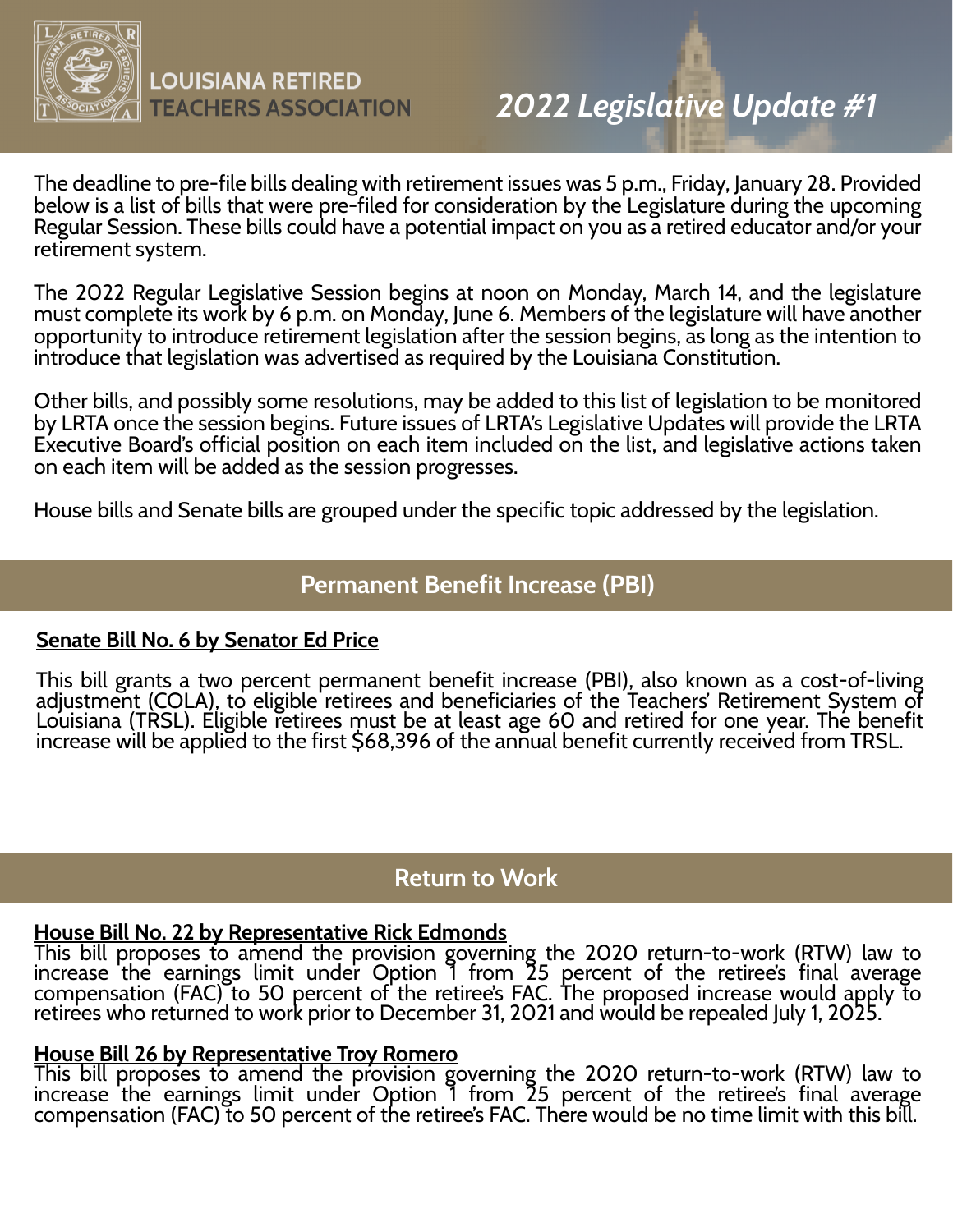LOUISIANA RETIRED TEACHERS ASSOCIATION

# *2022 Legislative Update #1*

The deadline to pre-file bills dealing with retirement issues was 5 p.m., Friday, January 28. Provided below is a list of bills that were pre-filed for consideration by the Legislature during the upcoming Regular Session. These bills could have a potential impact on you as a retired educator and/or your retirement system.

The 2022 Regular Legislative Session begins at noon on Monday, March 14, and the legislature must complete its work by 6 p.m. on Monday, June 6. Members of the legislature will have another opportunity to introduce retirement legislation after the session begins, as long as the intention to introduce that legislation was advertised as required by the Louisiana Constitution.

Other bills, and possibly some resolutions, may be added to this list of legislation to be monitored by LRTA once the session begins. Future issues of LRTA's Legislative Updates will provide the LRTA Executive Board's official position on each item included on the list, and legislative actions taken on each item will be added as the session progresses.

House bills and Senate bills are grouped under the specific topic addressed by the legislation.

## Permanent Benefit Increase (PBI)

**Senate Bill No. 6 by Senator Ed Price**

This bill grants a two percent permanent benefit increase (PBI), also known as a cost-of-living adjustment (COLA), to eligible retirees and beneficiaries of the Teachers' Retirement System of Louisiana (TRSL). Eligible retirees must be at least age 60 and retired for one year. The benefit increase will be applied to the first $68,396 of the annual benefit currently received from TRSL.

## Return to Work

**House Bill No. 22 by Representative Rick Edmonds**

This bill proposes to amend the provision governing the 2020 return-to-work (RTW) law to increase the earnings limit under Option 1 from 25 percent of the retiree's final average compensation (FAC) to 50 percent of the retiree's FAC. The proposed increase would apply to retirees who returned to work prior to December 31, 2021 and would be repealed July 1, 2025.

**House Bill 26 by Representative Troy Romero**

This bill proposes to amend the provision governing the 2020 return-to-work (RTW) law to increase the earnings limit under Option 1 from 25 percent of the retiree's final average compensation (FAC) to 50 percent of the retiree's FAC. There would be no time limit with this bill.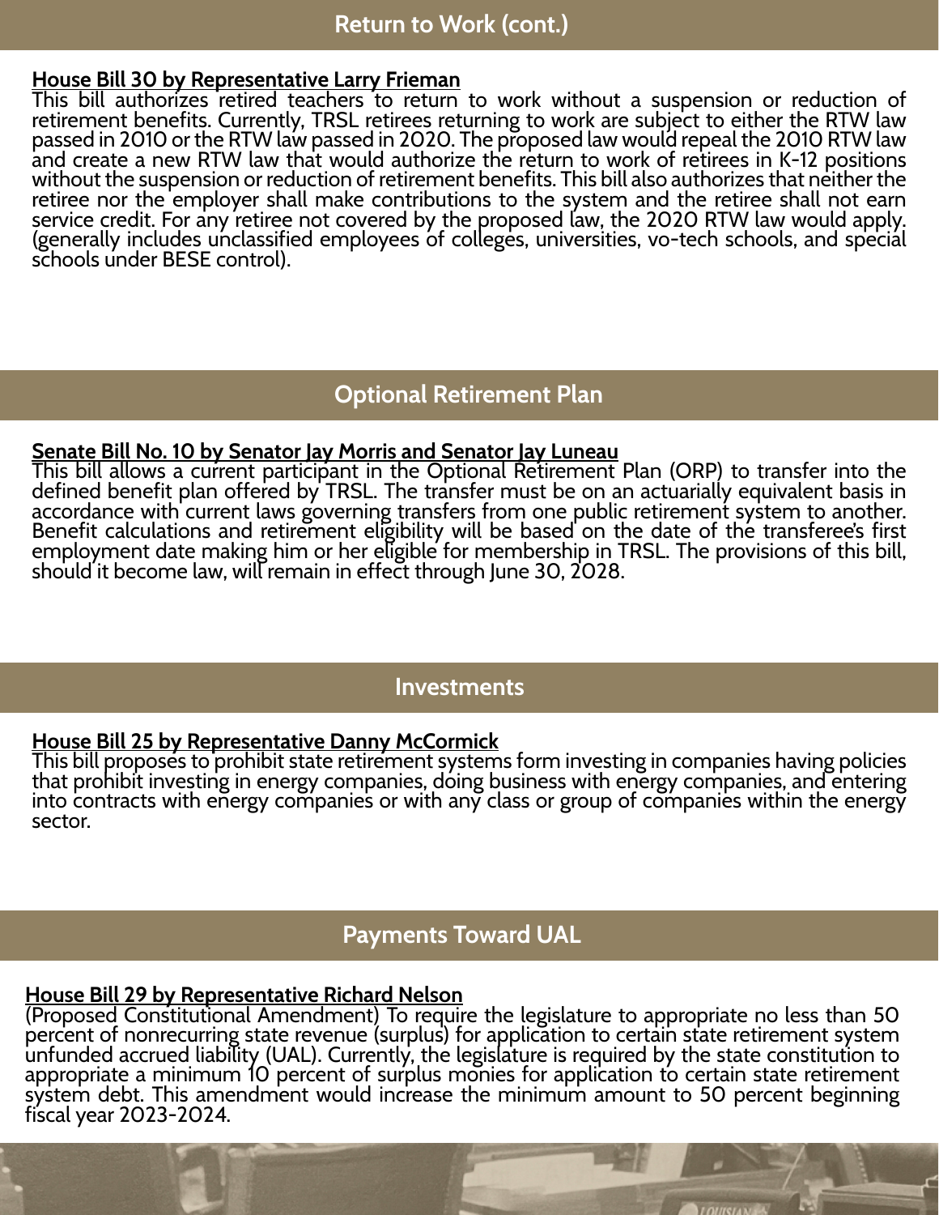## Return to Work (cont.)

**House Bill 30 by Representative Larry Frieman**

This bill authorizes retired teachers to return to work without a suspension or reduction of retirement benefits. Currently, TRSL retirees returning to work are subject to either the RTW law passed in 2010 or the RTW law passed in 2020. The proposed law would repeal the 2010 RTW law and create a new RTW law that would authorize the return to work of retirees in K-12 positions without the suspension or reduction of retirement benefits. This bill also authorizes that neither the retiree nor the employer shall make contributions to the system and the retiree shall not earn service credit. For any retiree not covered by the proposed law, the 2020 RTW law would apply. (generally includes unclassified employees of colleges, universities, vo-tech schools, and special schools under BESE control).

## Optional Retirement Plan

**Senate Bill No. 10 by Senator Jay Morris and Senator Jay Luneau**

This bill allows a current participant in the Optional Retirement Plan (ORP) to transfer into the defined benefit plan offered by TRSL. The transfer must be on an actuarially equivalent basis in accordance with current laws governing transfers from one public retirement system to another. Benefit calculations and retirement eligibility will be based on the date of the transferee's first employment date making him or her eligible for membership in TRSL. The provisions of this bill, should it become law, will remain in effect through June 30, 2028.

## Investments

**House Bill 25 by Representative Danny McCormick**

This bill proposes to prohibit state retirement systems form investing in companies having policies that prohibit investing in energy companies, doing business with energy companies, and entering into contracts with energy companies or with any class or group of companies within the energy sector.

## Payments Toward UAL

**House Bill 29 by Representative Richard Nelson**

(Proposed Constitutional Amendment) To require the legislature to appropriate no less than 50 percent of nonrecurring state revenue (surplus) for application to certain state retirement system unfunded accrued liability (UAL). Currently, the legislature is required by the state constitution to appropriate a minimum 10 percent of surplus monies for application to certain state retirement system debt. This amendment would increase the minimum amount to 50 percent beginning fiscal year 2023-2024.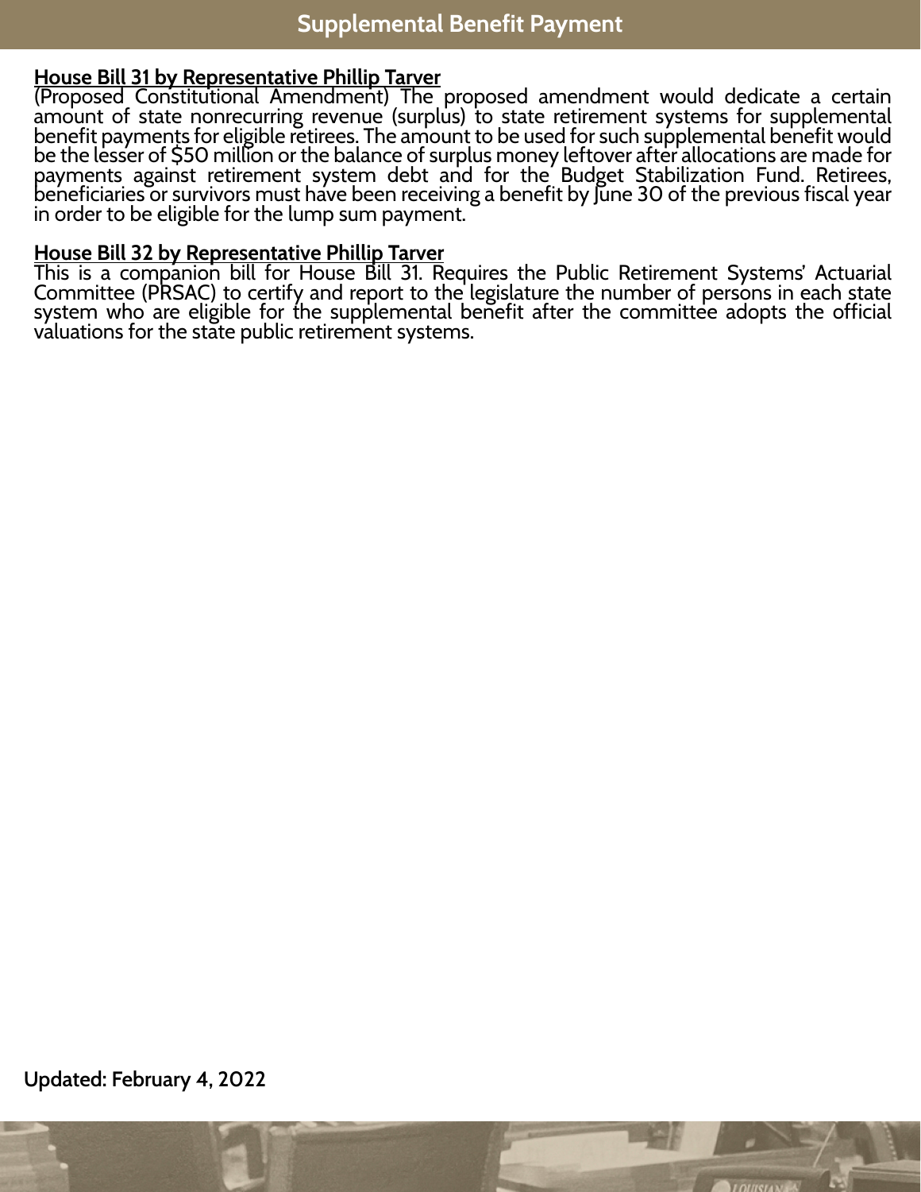## Supplemental Benefit Payment

**House Bill 31 by Representative Phillip Tarver**
(Proposed Constitutional Amendment) The proposed amendment would dedicate a certain amount of state nonrecurring revenue (surplus) to state retirement systems for supplemental benefit payments for eligible retirees. The amount to be used for such supplemental benefit would be the lesser of $50 million or the balance of surplus money leftover after allocations are made for payments against retirement system debt and for the Budget Stabilization Fund. Retirees, beneficiaries or survivors must have been receiving a benefit by June 30 of the previous fiscal year in order to be eligible for the lump sum payment.

**House Bill 32 by Representative Phillip Tarver**
This is a companion bill for House Bill 31. Requires the Public Retirement Systems' Actuarial Committee (PRSAC) to certify and report to the legislature the number of persons in each state system who are eligible for the supplemental benefit after the committee adopts the official valuations for the state public retirement systems.

**Updated: February 4, 2022**